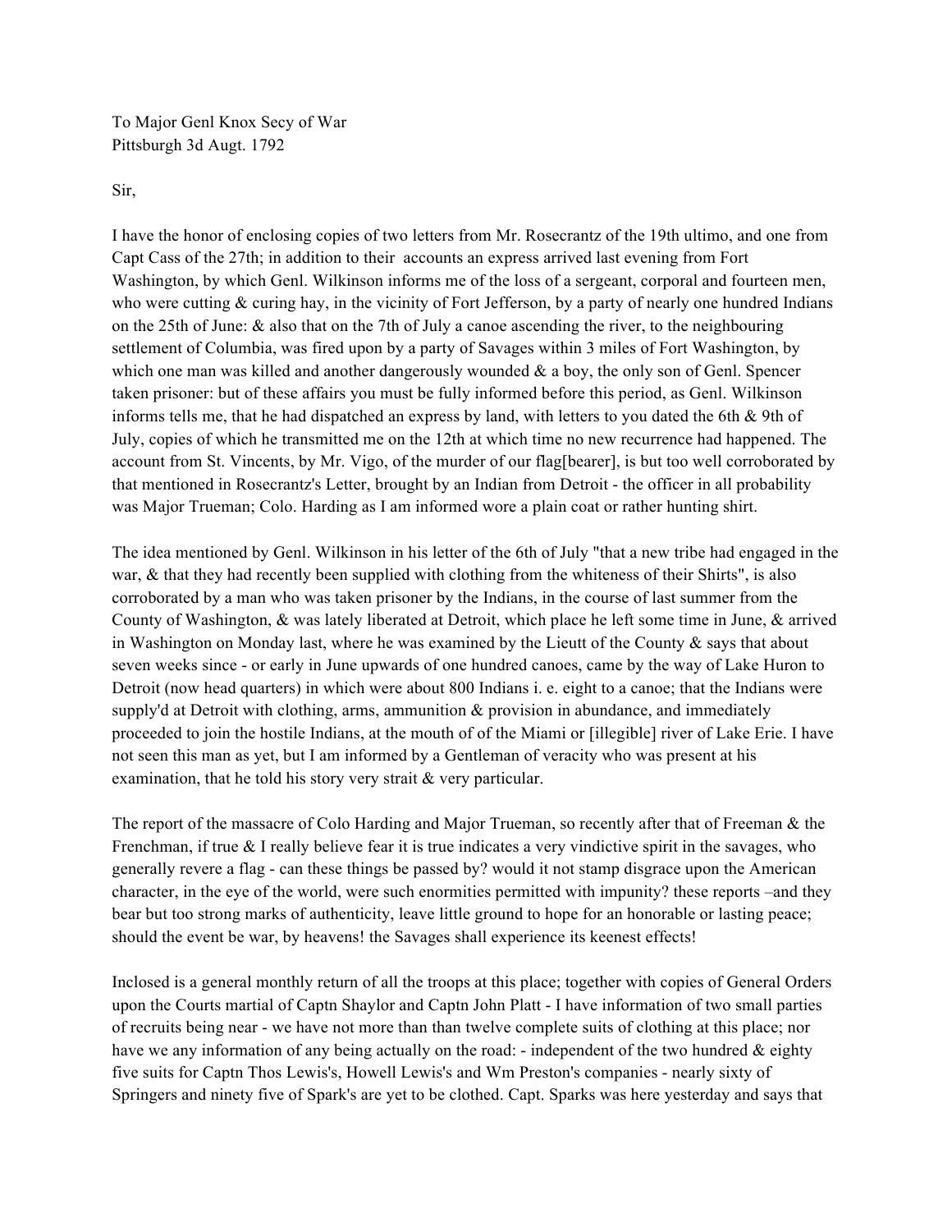To Major Genl Knox Secy of War
Pittsburgh 3d Augt. 1792

Sir,

I have the honor of enclosing copies of two letters from Mr. Rosecrantz of the 19th ultimo, and one from Capt Cass of the 27th; in addition to their accounts an express arrived last evening from Fort Washington, by which Genl. Wilkinson informs me of the loss of a sergeant, corporal and fourteen men, who were cutting & curing hay, in the vicinity of Fort Jefferson, by a party of nearly one hundred Indians on the 25th of June: & also that on the 7th of July a canoe ascending the river, to the neighbouring settlement of Columbia, was fired upon by a party of Savages within 3 miles of Fort Washington, by which one man was killed and another dangerously wounded & a boy, the only son of Genl. Spencer taken prisoner: but of these affairs you must be fully informed before this period, as Genl. Wilkinson informs tells me, that he had dispatched an express by land, with letters to you dated the 6th & 9th of July, copies of which he transmitted me on the 12th at which time no new recurrence had happened. The account from St. Vincents, by Mr. Vigo, of the murder of our flag[bearer], is but too well corroborated by that mentioned in Rosecrantz's Letter, brought by an Indian from Detroit - the officer in all probability was Major Trueman; Colo. Harding as I am informed wore a plain coat or rather hunting shirt.

The idea mentioned by Genl. Wilkinson in his letter of the 6th of July "that a new tribe had engaged in the war, & that they had recently been supplied with clothing from the whiteness of their Shirts", is also corroborated by a man who was taken prisoner by the Indians, in the course of last summer from the County of Washington, & was lately liberated at Detroit, which place he left some time in June, & arrived in Washington on Monday last, where he was examined by the Lieutt of the County & says that about seven weeks since - or early in June upwards of one hundred canoes, came by the way of Lake Huron to Detroit (now head quarters) in which were about 800 Indians i. e. eight to a canoe; that the Indians were supply'd at Detroit with clothing, arms, ammunition & provision in abundance, and immediately proceeded to join the hostile Indians, at the mouth of of the Miami or [illegible] river of Lake Erie. I have not seen this man as yet, but I am informed by a Gentleman of veracity who was present at his examination, that he told his story very strait & very particular.

The report of the massacre of Colo Harding and Major Trueman, so recently after that of Freeman & the Frenchman, if true & I really believe fear it is true indicates a very vindictive spirit in the savages, who generally revere a flag - can these things be passed by? would it not stamp disgrace upon the American character, in the eye of the world, were such enormities permitted with impunity? these reports –and they bear but too strong marks of authenticity, leave little ground to hope for an honorable or lasting peace; should the event be war, by heavens! the Savages shall experience its keenest effects!

Inclosed is a general monthly return of all the troops at this place; together with copies of General Orders upon the Courts martial of Captn Shaylor and Captn John Platt - I have information of two small parties of recruits being near - we have not more than than twelve complete suits of clothing at this place; nor have we any information of any being actually on the road: - independent of the two hundred & eighty five suits for Captn Thos Lewis's, Howell Lewis's and Wm Preston's companies - nearly sixty of Springers and ninety five of Spark's are yet to be clothed. Capt. Sparks was here yesterday and says that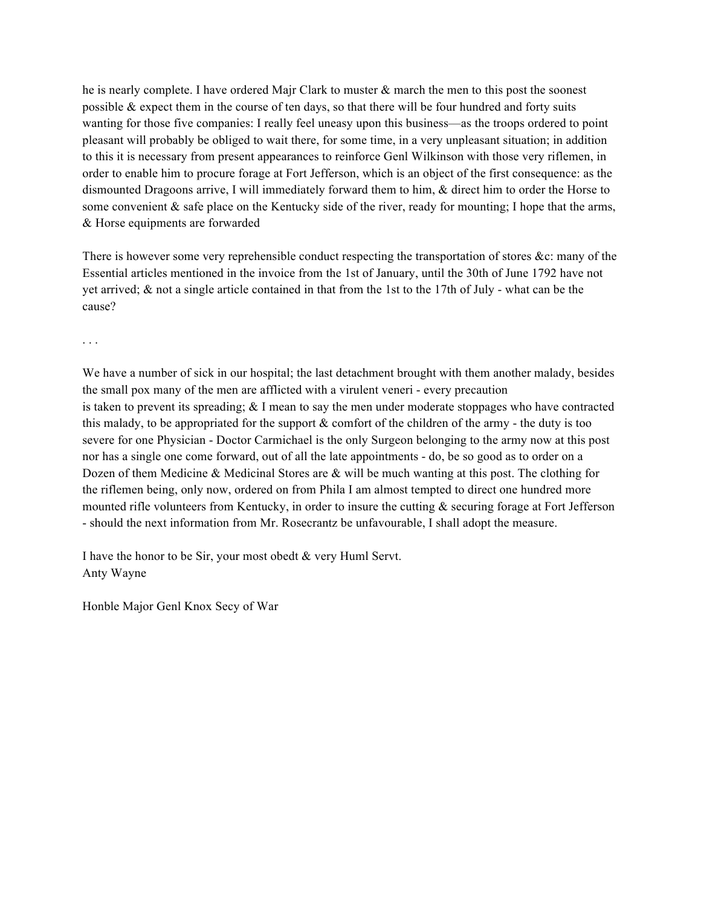he is nearly complete. I have ordered Majr Clark to muster & march the men to this post the soonest possible & expect them in the course of ten days, so that there will be four hundred and forty suits wanting for those five companies: I really feel uneasy upon this business—as the troops ordered to point pleasant will probably be obliged to wait there, for some time, in a very unpleasant situation; in addition to this it is necessary from present appearances to reinforce Genl Wilkinson with those very riflemen, in order to enable him to procure forage at Fort Jefferson, which is an object of the first consequence: as the dismounted Dragoons arrive, I will immediately forward them to him, & direct him to order the Horse to some convenient & safe place on the Kentucky side of the river, ready for mounting; I hope that the arms, & Horse equipments are forwarded

There is however some very reprehensible conduct respecting the transportation of stores &c: many of the Essential articles mentioned in the invoice from the 1st of January, until the 30th of June 1792 have not yet arrived; & not a single article contained in that from the 1st to the 17th of July - what can be the cause?

. . .

We have a number of sick in our hospital; the last detachment brought with them another malady, besides the small pox many of the men are afflicted with a virulent veneri - every precaution is taken to prevent its spreading; & I mean to say the men under moderate stoppages who have contracted this malady, to be appropriated for the support & comfort of the children of the army - the duty is too severe for one Physician - Doctor Carmichael is the only Surgeon belonging to the army now at this post nor has a single one come forward, out of all the late appointments - do, be so good as to order on a Dozen of them Medicine & Medicinal Stores are & will be much wanting at this post. The clothing for the riflemen being, only now, ordered on from Phila I am almost tempted to direct one hundred more mounted rifle volunteers from Kentucky, in order to insure the cutting & securing forage at Fort Jefferson - should the next information from Mr. Rosecrantz be unfavourable, I shall adopt the measure.

I have the honor to be Sir, your most obedt & very Huml Servt.
Anty Wayne

Honble Major Genl Knox Secy of War